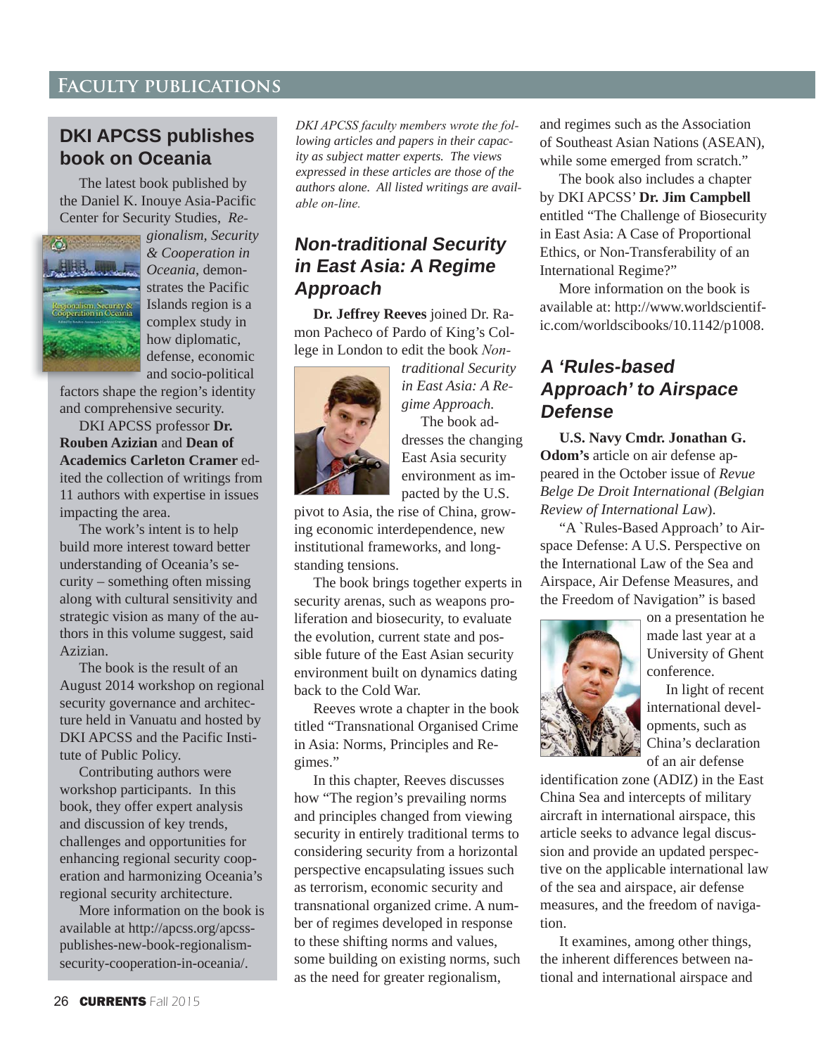## Faculty publications

## DKI APCSS publishes book on Oceania

The latest book published by the Daniel K. Inouye Asia-Pacific Center for Security Studies, *Regionalism, Security & Cooperation in Oceania*, demonstrates the Pacific Islands region is a complex study in how diplomatic, defense, economic and socio-political factors shape the region's identity and comprehensive security.

DKI APCSS professor **Dr. Rouben Azizian** and **Dean of Academics Carleton Cramer** edited the collection of writings from 11 authors with expertise in issues impacting the area.

The work's intent is to help build more interest toward better understanding of Oceania's security – something often missing along with cultural sensitivity and strategic vision as many of the authors in this volume suggest, said Azizian.

The book is the result of an August 2014 workshop on regional security governance and architecture held in Vanuatu and hosted by DKI APCSS and the Pacific Institute of Public Policy.

Contributing authors were workshop participants. In this book, they offer expert analysis and discussion of key trends, challenges and opportunities for enhancing regional security cooperation and harmonizing Oceania's regional security architecture.

More information on the book is available at http://apcss.org/apcss-publishes-new-book-regionalism-security-cooperation-in-oceania/.

*DKI APCSS faculty members wrote the following articles and papers in their capacity as subject matter experts. The views expressed in these articles are those of the authors alone. All listed writings are available on-line.*

## *Non-traditional Security in East Asia: A Regime Approach*

**Dr. Jeffrey Reeves** joined Dr. Ramon Pacheco of Pardo of King's College in London to edit the book *Non-traditional Security in East Asia: A Regime Approach.*

The book addresses the changing East Asia security environment as impacted by the U.S. pivot to Asia, the rise of China, growing economic interdependence, new institutional frameworks, and long-standing tensions.

The book brings together experts in security arenas, such as weapons proliferation and biosecurity, to evaluate the evolution, current state and possible future of the East Asian security environment built on dynamics dating back to the Cold War.

Reeves wrote a chapter in the book titled "Transnational Organised Crime in Asia: Norms, Principles and Regimes."

In this chapter, Reeves discusses how "The region's prevailing norms and principles changed from viewing security in entirely traditional terms to considering security from a horizontal perspective encapsulating issues such as terrorism, economic security and transnational organized crime. A number of regimes developed in response to these shifting norms and values, some building on existing norms, such as the need for greater regionalism, and regimes such as the Association of Southeast Asian Nations (ASEAN), while some emerged from scratch."

The book also includes a chapter by DKI APCSS' **Dr. Jim Campbell** entitled "The Challenge of Biosecurity in East Asia: A Case of Proportional Ethics, or Non-Transferability of an International Regime?"

More information on the book is available at: http://www.worldscientific.com/worldscibooks/10.1142/p1008.

## *A 'Rules-based Approach' to Airspace Defense*

**U.S. Navy Cmdr. Jonathan G. Odom's** article on air defense appeared in the October issue of *Revue Belge De Droit International (Belgian Review of International Law*).

"A `Rules-Based Approach' to Airspace Defense: A U.S. Perspective on the International Law of the Sea and Airspace, Air Defense Measures, and the Freedom of Navigation" is based on a presentation he made last year at a University of Ghent conference.

In light of recent international developments, such as China's declaration of an air defense identification zone (ADIZ) in the East China Sea and intercepts of military aircraft in international airspace, this article seeks to advance legal discussion and provide an updated perspective on the applicable international law of the sea and airspace, air defense measures, and the freedom of navigation.

It examines, among other things, the inherent differences between national and international airspace and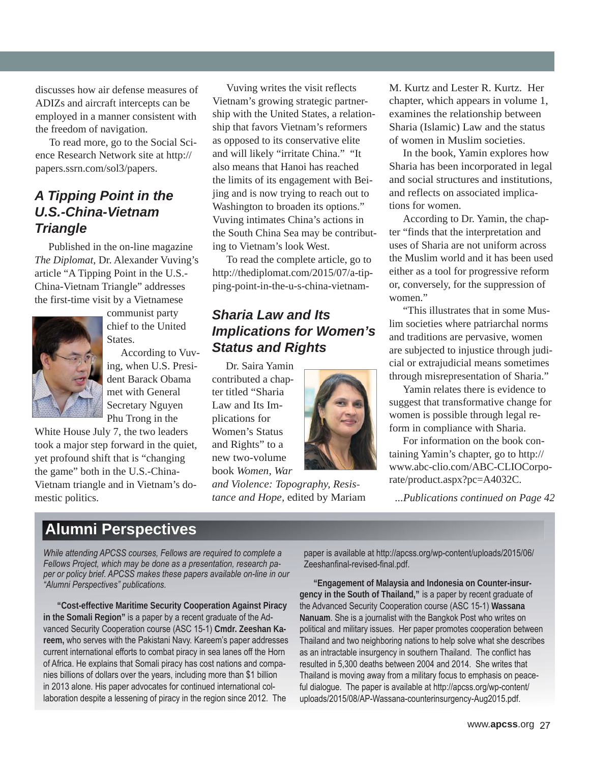discusses how air defense measures of ADIZs and aircraft intercepts can be employed in a manner consistent with the freedom of navigation.

To read more, go to the Social Science Research Network site at http://papers.ssrn.com/sol3/papers.

### *A Tipping Point in the U.S.-China-Vietnam Triangle*

Published in the on-line magazine *The Diplomat,* Dr. Alexander Vuving's article "A Tipping Point in the U.S.-China-Vietnam Triangle" addresses the first-time visit by a Vietnamese communist party chief to the United States.

According to Vuving, when U.S. President Barack Obama met with General Secretary Nguyen Phu Trong in the White House July 7, the two leaders took a major step forward in the quiet, yet profound shift that is "changing the game" both in the U.S.-China-Vietnam triangle and in Vietnam's domestic politics.

Vuving writes the visit reflects Vietnam's growing strategic partnership with the United States, a relationship that favors Vietnam's reformers as opposed to its conservative elite and will likely "irritate China." "It also means that Hanoi has reached the limits of its engagement with Beijing and is now trying to reach out to Washington to broaden its options." Vuving intimates China's actions in the South China Sea may be contributing to Vietnam's look West.

To read the complete article, go to http://thediplomat.com/2015/07/a-tipping-point-in-the-u-s-china-vietnam-

### *Sharia Law and Its Implications for Women's Status and Rights*

Dr. Saira Yamin contributed a chapter titled "Sharia Law and Its Implications for Women's Status and Rights" to a new two-volume book *Women, War and Violence: Topography, Resistance and Hope,* edited by Mariam M. Kurtz and Lester R. Kurtz. Her chapter, which appears in volume 1, examines the relationship between Sharia (Islamic) Law and the status of women in Muslim societies.

In the book, Yamin explores how Sharia has been incorporated in legal and social structures and institutions, and reflects on associated implications for women.

According to Dr. Yamin, the chapter "finds that the interpretation and uses of Sharia are not uniform across the Muslim world and it has been used either as a tool for progressive reform or, conversely, for the suppression of women."

"This illustrates that in some Muslim societies where patriarchal norms and traditions are pervasive, women are subjected to injustice through judicial or extrajudicial means sometimes through misrepresentation of Sharia."

Yamin relates there is evidence to suggest that transformative change for women is possible through legal reform in compliance with Sharia.

For information on the book containing Yamin's chapter, go to http://www.abc-clio.com/ABC-CLIOCorporate/product.aspx?pc=A4032C.

*...Publications continued on Page 42*

## Alumni Perspectives

*While attending APCSS courses, Fellows are required to complete a Fellows Project, which may be done as a presentation, research paper or policy brief. APCSS makes these papers available on-line in our "Alumni Perspectives" publications.*

**"Cost-effective Maritime Security Cooperation Against Piracy in the Somali Region"** is a paper by a recent graduate of the Advanced Security Cooperation course (ASC 15-1) **Cmdr. Zeeshan Kareem,** who serves with the Pakistani Navy. Kareem's paper addresses current international efforts to combat piracy in sea lanes off the Horn of Africa. He explains that Somali piracy has cost nations and companies billions of dollars over the years, including more than $1 billion in 2013 alone. His paper advocates for continued international collaboration despite a lessening of piracy in the region since 2012. The paper is available at http://apcss.org/wp-content/uploads/2015/06/Zeeshanfinal-revised-final.pdf.

**"Engagement of Malaysia and Indonesia on Counter-insurgency in the South of Thailand,"** is a paper by recent graduate of the Advanced Security Cooperation course (ASC 15-1) **Wassana Nanuam**. She is a journalist with the Bangkok Post who writes on political and military issues. Her paper promotes cooperation between Thailand and two neighboring nations to help solve what she describes as an intractable insurgency in southern Thailand. The conflict has resulted in 5,300 deaths between 2004 and 2014. She writes that Thailand is moving away from a military focus to emphasis on peaceful dialogue. The paper is available at http://apcss.org/wp-content/uploads/2015/08/AP-Wassana-counterinsurgency-Aug2015.pdf.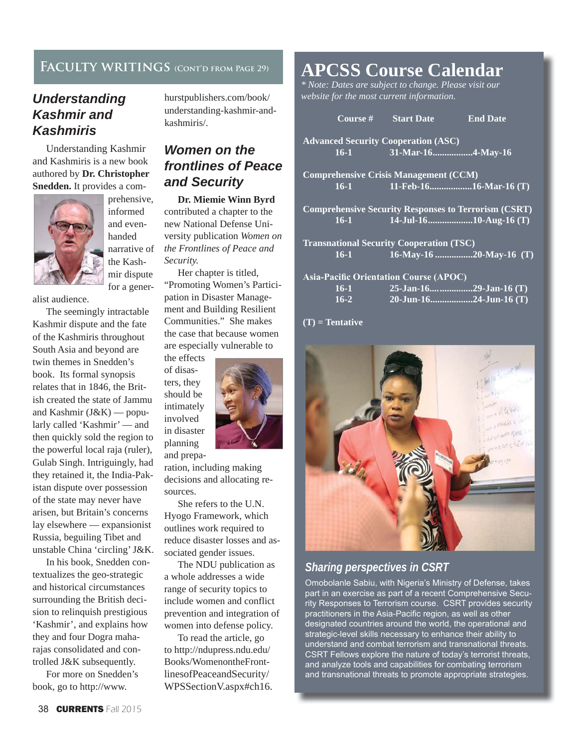## Faculty Writings (Cont'd from page 29)

### *Understanding Kashmir and Kashmiris*

Understanding Kashmir and Kashmiris is a new book authored by **Dr. Christopher Snedden.** It provides a comprehensive, informed and even-handed narrative of the Kashmir dispute for a generalist audience.

The seemingly intractable Kashmir dispute and the fate of the Kashmiris throughout South Asia and beyond are twin themes in Snedden's book. Its formal synopsis relates that in 1846, the British created the state of Jammu and Kashmir (J&K) — popularly called 'Kashmir' — and then quickly sold the region to the powerful local raja (ruler), Gulab Singh. Intriguingly, had they retained it, the India-Pakistan dispute over possession of the state may never have arisen, but Britain's concerns lay elsewhere — expansionist Russia, beguiling Tibet and unstable China 'circling' J&K.

In his book, Snedden contextualizes the geo-strategic and historical circumstances surrounding the British decision to relinquish prestigious 'Kashmir', and explains how they and four Dogra maharajas consolidated and controlled J&K subsequently.

For more on Snedden's book, go to http://www.hurstpublishers.com/book/understanding-kashmir-and-kashmiris/.

### *Women on the frontlines of Peace and Security*

**Dr. Miemie Winn Byrd** contributed a chapter to the new National Defense University publication *Women on the Frontlines of Peace and Security.*

Her chapter is titled, "Promoting Women's Participation in Disaster Management and Building Resilient Communities." She makes the case that because women are especially vulnerable to the effects of disasters, they should be intimately involved in disaster planning and preparation, including making decisions and allocating resources.

She refers to the U.N. Hyogo Framework, which outlines work required to reduce disaster losses and associated gender issues.

The NDU publication as a whole addresses a wide range of security topics to include women and conflict prevention and integration of women into defense policy.

To read the article, go to http://ndupress.ndu.edu/Books/WomenontheFrontlinesofPeaceandSecurity/WPSSectionV.aspx#ch16.

# APCSS Course Calendar

*\* Note: Dates are subject to change. Please visit our website for the most current information.*

| Course # | Start Date | End Date |
|---|---|---|
| **Advanced Security Cooperation (ASC)** | | |
| 16-1 | 31-Mar-16 | 4-May-16 |
| **Comprehensive Crisis Management (CCM)** | | |
| 16-1 | 11-Feb-16 | 16-Mar-16 (T) |
| **Comprehensive Security Responses to Terrorism (CSRT)** | | |
| 16-1 | 14-Jul-16 | 10-Aug-16 (T) |
| **Transnational Security Cooperation (TSC)** | | |
| 16-1 | 16-May-16 | 20-May-16 (T) |
| **Asia-Pacific Orientation Course (APOC)** | | |
| 16-1 | 25-Jan-16 | 29-Jan-16 (T) |
| 16-2 | 20-Jun-16 | 24-Jun-16 (T) |

(T) = Tentative

### *Sharing perspectives in CSRT*

Omobolanle Sabiu, with Nigeria's Ministry of Defense, takes part in an exercise as part of a recent Comprehensive Security Responses to Terrorism course. CSRT provides security practitioners in the Asia-Pacific region, as well as other designated countries around the world, the operational and strategic-level skills necessary to enhance their ability to understand and combat terrorism and transnational threats. CSRT Fellows explore the nature of today's terrorist threats, and analyze tools and capabilities for combating terrorism and transnational threats to promote appropriate strategies.